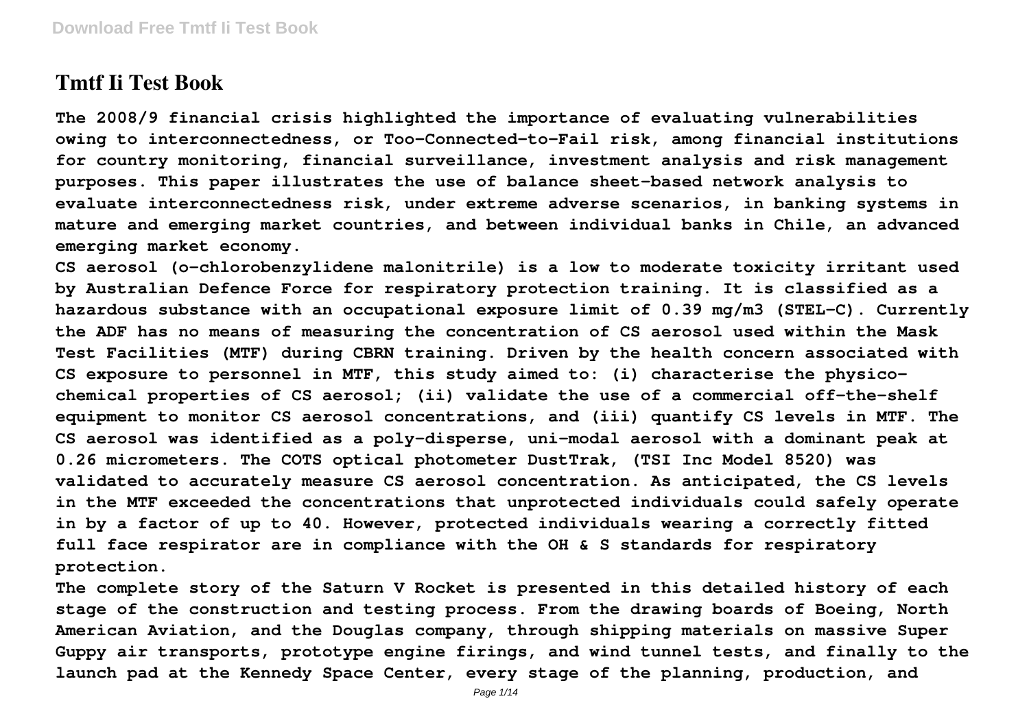# Tmtf Ii Test Book

**The 2008/9 financial crisis highlighted the importance of evaluating vulnerabilities owing to interconnectedness, or Too-Connected-to-Fail risk, among financial institutions for country monitoring, financial surveillance, investment analysis and risk management purposes. This paper illustrates the use of balance sheet-based network analysis to evaluate interconnectedness risk, under extreme adverse scenarios, in banking systems in mature and emerging market countries, and between individual banks in Chile, an advanced emerging market economy.**

**CS aerosol (o-chlorobenzylidene malonitrile) is a low to moderate toxicity irritant used by Australian Defence Force for respiratory protection training. It is classified as a hazardous substance with an occupational exposure limit of 0.39 mg/m3 (STEL-C). Currently the ADF has no means of measuring the concentration of CS aerosol used within the Mask Test Facilities (MTF) during CBRN training. Driven by the health concern associated with CS exposure to personnel in MTF, this study aimed to: (i) characterise the physico-chemical properties of CS aerosol; (ii) validate the use of a commercial off-the-shelf equipment to monitor CS aerosol concentrations, and (iii) quantify CS levels in MTF. The CS aerosol was identified as a poly-disperse, uni-modal aerosol with a dominant peak at 0.26 micrometers. The COTS optical photometer DustTrak, (TSI Inc Model 8520) was validated to accurately measure CS aerosol concentration. As anticipated, the CS levels in the MTF exceeded the concentrations that unprotected individuals could safely operate in by a factor of up to 40. However, protected individuals wearing a correctly fitted full face respirator are in compliance with the OH & S standards for respiratory protection.**

**The complete story of the Saturn V Rocket is presented in this detailed history of each stage of the construction and testing process. From the drawing boards of Boeing, North American Aviation, and the Douglas company, through shipping materials on massive Super Guppy air transports, prototype engine firings, and wind tunnel tests, and finally to the launch pad at the Kennedy Space Center, every stage of the planning, production, and**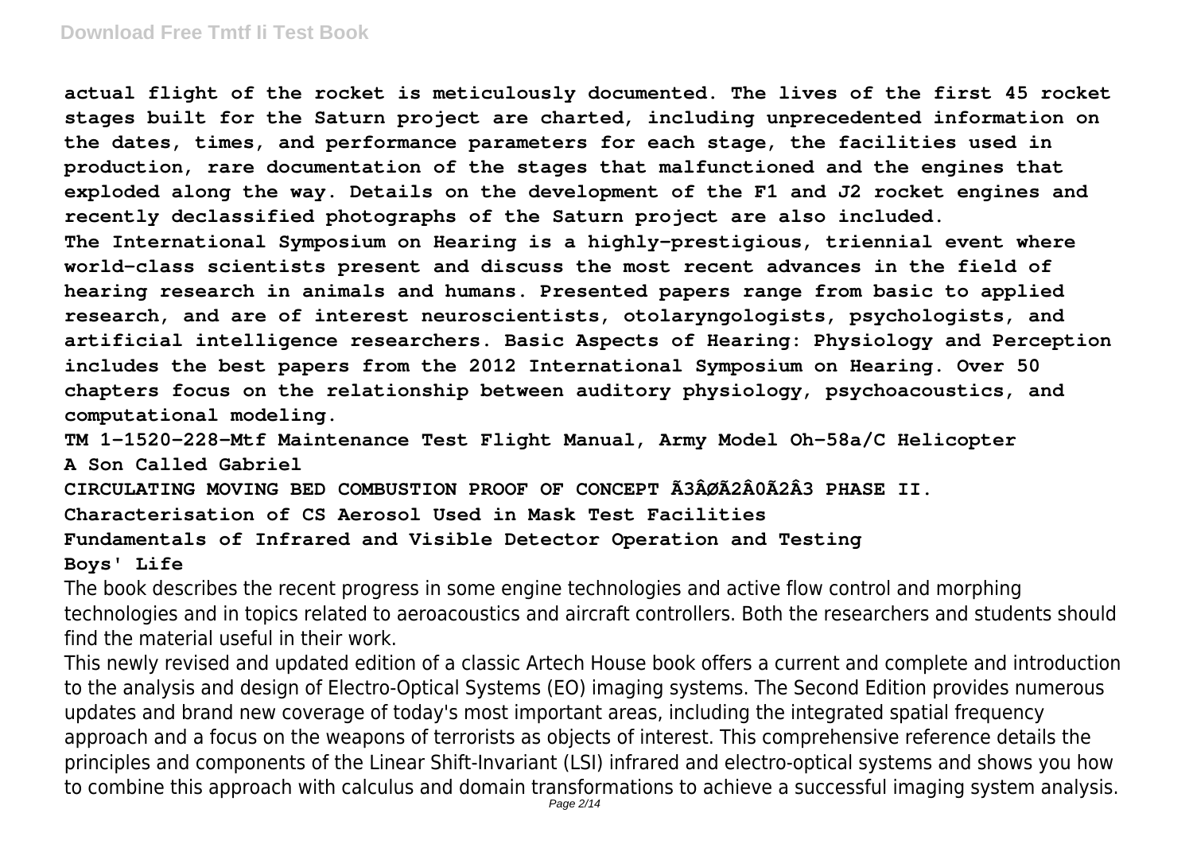**actual flight of the rocket is meticulously documented. The lives of the first 45 rocket stages built for the Saturn project are charted, including unprecedented information on the dates, times, and performance parameters for each stage, the facilities used in production, rare documentation of the stages that malfunctioned and the engines that exploded along the way. Details on the development of the F1 and J2 rocket engines and recently declassified photographs of the Saturn project are also included.**

**The International Symposium on Hearing is a highly-prestigious, triennial event where world-class scientists present and discuss the most recent advances in the field of hearing research in animals and humans. Presented papers range from basic to applied research, and are of interest neuroscientists, otolaryngologists, psychologists, and artificial intelligence researchers. Basic Aspects of Hearing: Physiology and Perception includes the best papers from the 2012 International Symposium on Hearing. Over 50 chapters focus on the relationship between auditory physiology, psychoacoustics, and computational modeling.**

**TM 1-1520-228-Mtf Maintenance Test Flight Manual, Army Model Oh-58a/C Helicopter**

**A Son Called Gabriel**

**CIRCULATING MOVING BED COMBUSTION PROOF OF CONCEPT Ã3ÂØÃ2Â0Ã2Â3 PHASE II.**

**Characterisation of CS Aerosol Used in Mask Test Facilities**

**Fundamentals of Infrared and Visible Detector Operation and Testing**

**Boys' Life**

The book describes the recent progress in some engine technologies and active flow control and morphing technologies and in topics related to aeroacoustics and aircraft controllers. Both the researchers and students should find the material useful in their work.

This newly revised and updated edition of a classic Artech House book offers a current and complete and introduction to the analysis and design of Electro-Optical Systems (EO) imaging systems. The Second Edition provides numerous updates and brand new coverage of today's most important areas, including the integrated spatial frequency approach and a focus on the weapons of terrorists as objects of interest. This comprehensive reference details the principles and components of the Linear Shift-Invariant (LSI) infrared and electro-optical systems and shows you how to combine this approach with calculus and domain transformations to achieve a successful imaging system analysis.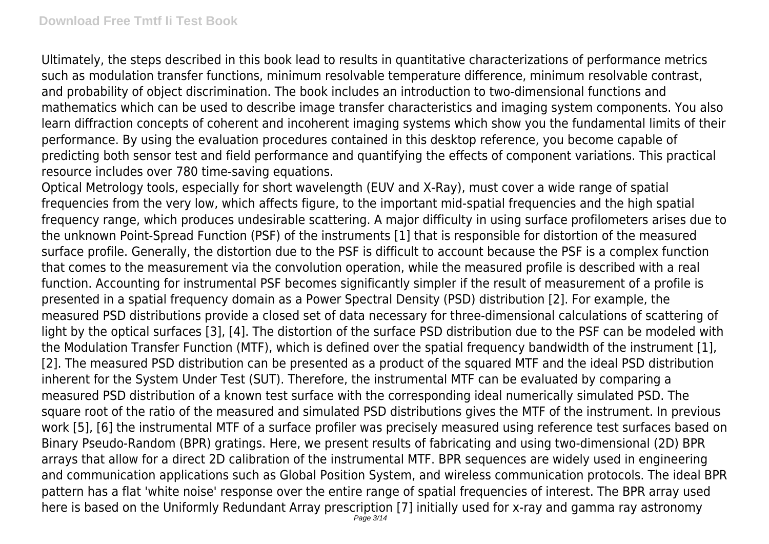Ultimately, the steps described in this book lead to results in quantitative characterizations of performance metrics such as modulation transfer functions, minimum resolvable temperature difference, minimum resolvable contrast, and probability of object discrimination. The book includes an introduction to two-dimensional functions and mathematics which can be used to describe image transfer characteristics and imaging system components. You also learn diffraction concepts of coherent and incoherent imaging systems which show you the fundamental limits of their performance. By using the evaluation procedures contained in this desktop reference, you become capable of predicting both sensor test and field performance and quantifying the effects of component variations. This practical resource includes over 780 time-saving equations.

Optical Metrology tools, especially for short wavelength (EUV and X-Ray), must cover a wide range of spatial frequencies from the very low, which affects figure, to the important mid-spatial frequencies and the high spatial frequency range, which produces undesirable scattering. A major difficulty in using surface profilometers arises due to the unknown Point-Spread Function (PSF) of the instruments [1] that is responsible for distortion of the measured surface profile. Generally, the distortion due to the PSF is difficult to account because the PSF is a complex function that comes to the measurement via the convolution operation, while the measured profile is described with a real function. Accounting for instrumental PSF becomes significantly simpler if the result of measurement of a profile is presented in a spatial frequency domain as a Power Spectral Density (PSD) distribution [2]. For example, the measured PSD distributions provide a closed set of data necessary for three-dimensional calculations of scattering of light by the optical surfaces [3], [4]. The distortion of the surface PSD distribution due to the PSF can be modeled with the Modulation Transfer Function (MTF), which is defined over the spatial frequency bandwidth of the instrument [1], [2]. The measured PSD distribution can be presented as a product of the squared MTF and the ideal PSD distribution inherent for the System Under Test (SUT). Therefore, the instrumental MTF can be evaluated by comparing a measured PSD distribution of a known test surface with the corresponding ideal numerically simulated PSD. The square root of the ratio of the measured and simulated PSD distributions gives the MTF of the instrument. In previous work [5], [6] the instrumental MTF of a surface profiler was precisely measured using reference test surfaces based on Binary Pseudo-Random (BPR) gratings. Here, we present results of fabricating and using two-dimensional (2D) BPR arrays that allow for a direct 2D calibration of the instrumental MTF. BPR sequences are widely used in engineering and communication applications such as Global Position System, and wireless communication protocols. The ideal BPR pattern has a flat 'white noise' response over the entire range of spatial frequencies of interest. The BPR array used here is based on the Uniformly Redundant Array prescription [7] initially used for x-ray and gamma ray astronomy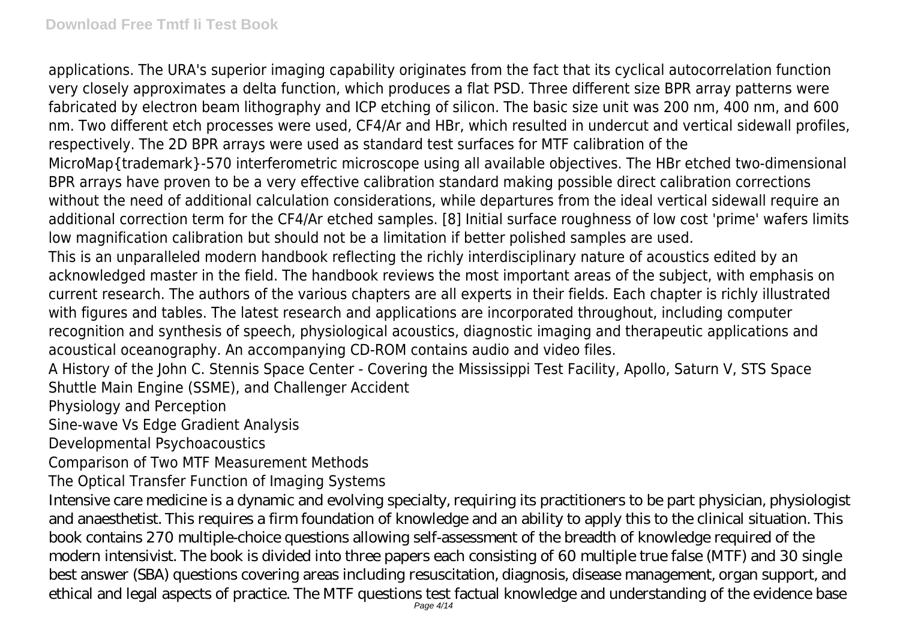applications. The URA's superior imaging capability originates from the fact that its cyclical autocorrelation function very closely approximates a delta function, which produces a flat PSD. Three different size BPR array patterns were fabricated by electron beam lithography and ICP etching of silicon. The basic size unit was 200 nm, 400 nm, and 600 nm. Two different etch processes were used, CF4/Ar and HBr, which resulted in undercut and vertical sidewall profiles, respectively. The 2D BPR arrays were used as standard test surfaces for MTF calibration of the MicroMap{trademark}-570 interferometric microscope using all available objectives. The HBr etched two-dimensional BPR arrays have proven to be a very effective calibration standard making possible direct calibration corrections without the need of additional calculation considerations, while departures from the ideal vertical sidewall require an additional correction term for the CF4/Ar etched samples. [8] Initial surface roughness of low cost 'prime' wafers limits low magnification calibration but should not be a limitation if better polished samples are used.

This is an unparalleled modern handbook reflecting the richly interdisciplinary nature of acoustics edited by an acknowledged master in the field. The handbook reviews the most important areas of the subject, with emphasis on current research. The authors of the various chapters are all experts in their fields. Each chapter is richly illustrated with figures and tables. The latest research and applications are incorporated throughout, including computer recognition and synthesis of speech, physiological acoustics, diagnostic imaging and therapeutic applications and acoustical oceanography. An accompanying CD-ROM contains audio and video files.

A History of the John C. Stennis Space Center - Covering the Mississippi Test Facility, Apollo, Saturn V, STS Space Shuttle Main Engine (SSME), and Challenger Accident

Physiology and Perception

Sine-wave Vs Edge Gradient Analysis

Developmental Psychoacoustics

Comparison of Two MTF Measurement Methods

The Optical Transfer Function of Imaging Systems

Intensive care medicine is a dynamic and evolving specialty, requiring its practitioners to be part physician, physiologist and anaesthetist. This requires a firm foundation of knowledge and an ability to apply this to the clinical situation. This book contains 270 multiple-choice questions allowing self-assessment of the breadth of knowledge required of the modern intensivist. The book is divided into three papers each consisting of 60 multiple true false (MTF) and 30 single best answer (SBA) questions covering areas including resuscitation, diagnosis, disease management, organ support, and ethical and legal aspects of practice. The MTF questions test factual knowledge and understanding of the evidence base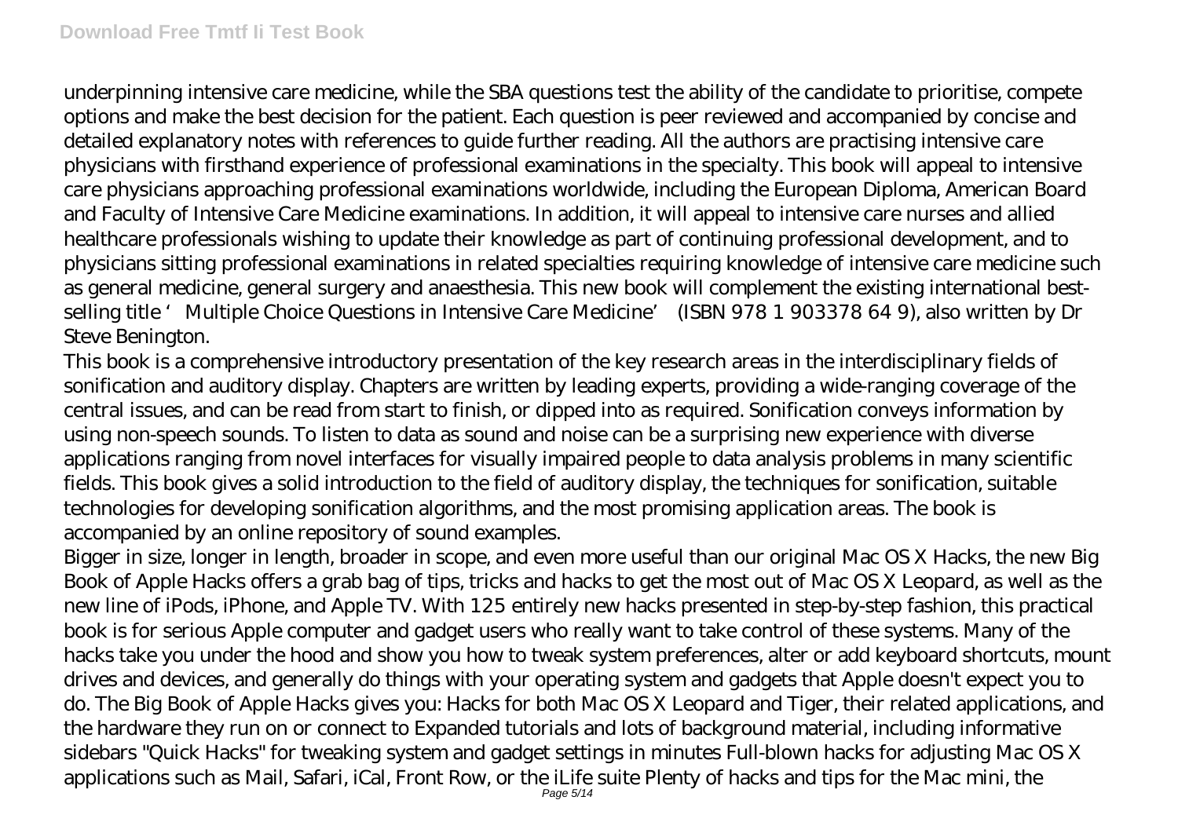underpinning intensive care medicine, while the SBA questions test the ability of the candidate to prioritise, compete options and make the best decision for the patient. Each question is peer reviewed and accompanied by concise and detailed explanatory notes with references to guide further reading. All the authors are practising intensive care physicians with firsthand experience of professional examinations in the specialty. This book will appeal to intensive care physicians approaching professional examinations worldwide, including the European Diploma, American Board and Faculty of Intensive Care Medicine examinations. In addition, it will appeal to intensive care nurses and allied healthcare professionals wishing to update their knowledge as part of continuing professional development, and to physicians sitting professional examinations in related specialties requiring knowledge of intensive care medicine such as general medicine, general surgery and anaesthesia. This new book will complement the existing international best-selling title 'Multiple Choice Questions in Intensive Care Medicine' (ISBN 978 1 903378 64 9), also written by Dr Steve Benington.

This book is a comprehensive introductory presentation of the key research areas in the interdisciplinary fields of sonification and auditory display. Chapters are written by leading experts, providing a wide-ranging coverage of the central issues, and can be read from start to finish, or dipped into as required. Sonification conveys information by using non-speech sounds. To listen to data as sound and noise can be a surprising new experience with diverse applications ranging from novel interfaces for visually impaired people to data analysis problems in many scientific fields. This book gives a solid introduction to the field of auditory display, the techniques for sonification, suitable technologies for developing sonification algorithms, and the most promising application areas. The book is accompanied by an online repository of sound examples.

Bigger in size, longer in length, broader in scope, and even more useful than our original Mac OS X Hacks, the new Big Book of Apple Hacks offers a grab bag of tips, tricks and hacks to get the most out of Mac OS X Leopard, as well as the new line of iPods, iPhone, and Apple TV. With 125 entirely new hacks presented in step-by-step fashion, this practical book is for serious Apple computer and gadget users who really want to take control of these systems. Many of the hacks take you under the hood and show you how to tweak system preferences, alter or add keyboard shortcuts, mount drives and devices, and generally do things with your operating system and gadgets that Apple doesn't expect you to do. The Big Book of Apple Hacks gives you: Hacks for both Mac OS X Leopard and Tiger, their related applications, and the hardware they run on or connect to Expanded tutorials and lots of background material, including informative sidebars "Quick Hacks" for tweaking system and gadget settings in minutes Full-blown hacks for adjusting Mac OS X applications such as Mail, Safari, iCal, Front Row, or the iLife suite Plenty of hacks and tips for the Mac mini, the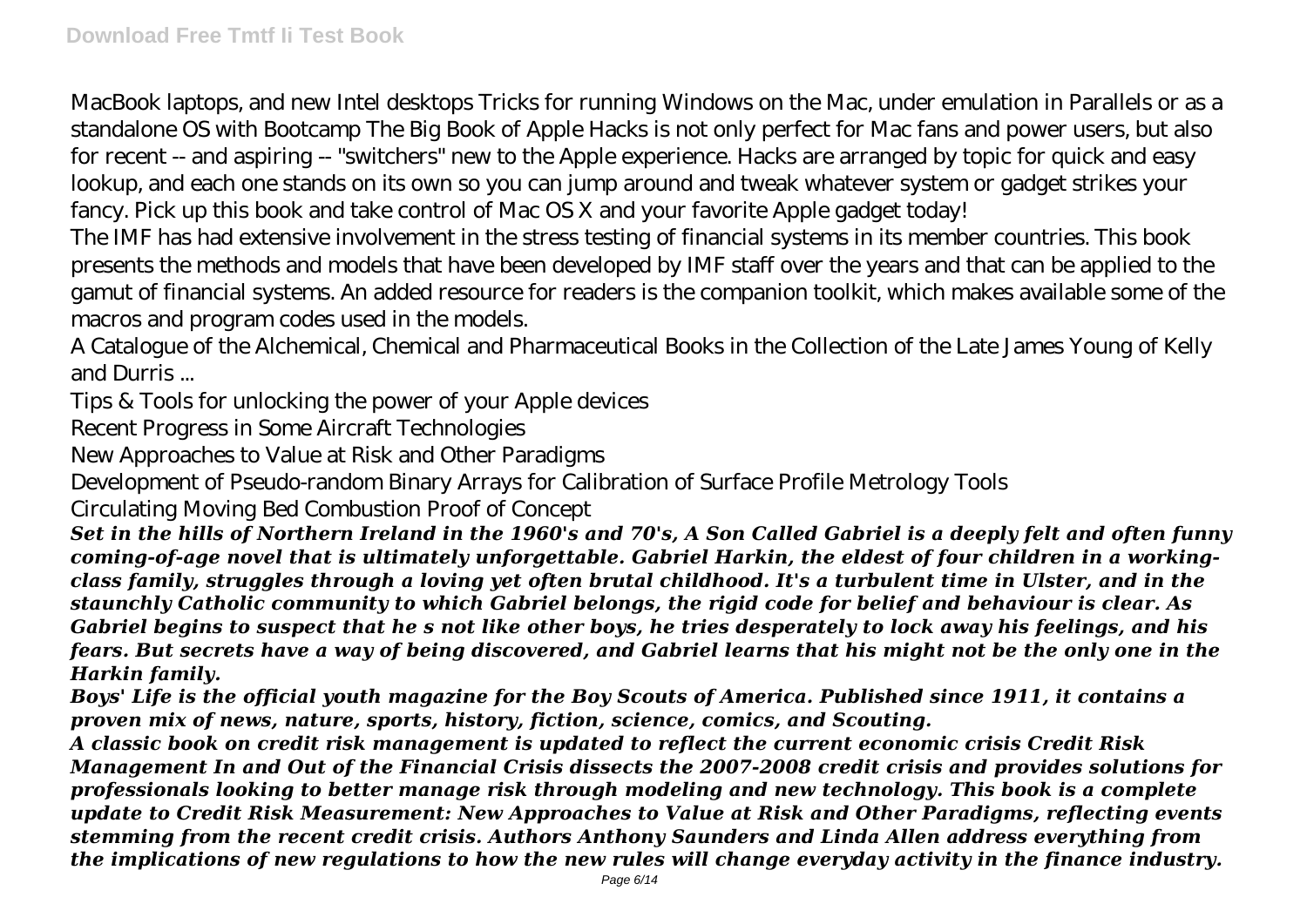MacBook laptops, and new Intel desktops Tricks for running Windows on the Mac, under emulation in Parallels or as a standalone OS with Bootcamp The Big Book of Apple Hacks is not only perfect for Mac fans and power users, but also for recent -- and aspiring -- "switchers" new to the Apple experience. Hacks are arranged by topic for quick and easy lookup, and each one stands on its own so you can jump around and tweak whatever system or gadget strikes your fancy. Pick up this book and take control of Mac OS X and your favorite Apple gadget today!

The IMF has had extensive involvement in the stress testing of financial systems in its member countries. This book presents the methods and models that have been developed by IMF staff over the years and that can be applied to the gamut of financial systems. An added resource for readers is the companion toolkit, which makes available some of the macros and program codes used in the models.

A Catalogue of the Alchemical, Chemical and Pharmaceutical Books in the Collection of the Late James Young of Kelly and Durris ...

Tips & Tools for unlocking the power of your Apple devices

Recent Progress in Some Aircraft Technologies

New Approaches to Value at Risk and Other Paradigms

Development of Pseudo-random Binary Arrays for Calibration of Surface Profile Metrology Tools

Circulating Moving Bed Combustion Proof of Concept

***Set in the hills of Northern Ireland in the 1960's and 70's, A Son Called Gabriel is a deeply felt and often funny coming-of-age novel that is ultimately unforgettable. Gabriel Harkin, the eldest of four children in a working-class family, struggles through a loving yet often brutal childhood. It's a turbulent time in Ulster, and in the staunchly Catholic community to which Gabriel belongs, the rigid code for belief and behaviour is clear. As Gabriel begins to suspect that he s not like other boys, he tries desperately to lock away his feelings, and his fears. But secrets have a way of being discovered, and Gabriel learns that his might not be the only one in the Harkin family.***

***Boys' Life is the official youth magazine for the Boy Scouts of America. Published since 1911, it contains a proven mix of news, nature, sports, history, fiction, science, comics, and Scouting.***

***A classic book on credit risk management is updated to reflect the current economic crisis Credit Risk Management In and Out of the Financial Crisis dissects the 2007-2008 credit crisis and provides solutions for professionals looking to better manage risk through modeling and new technology. This book is a complete update to Credit Risk Measurement: New Approaches to Value at Risk and Other Paradigms, reflecting events stemming from the recent credit crisis. Authors Anthony Saunders and Linda Allen address everything from the implications of new regulations to how the new rules will change everyday activity in the finance industry.***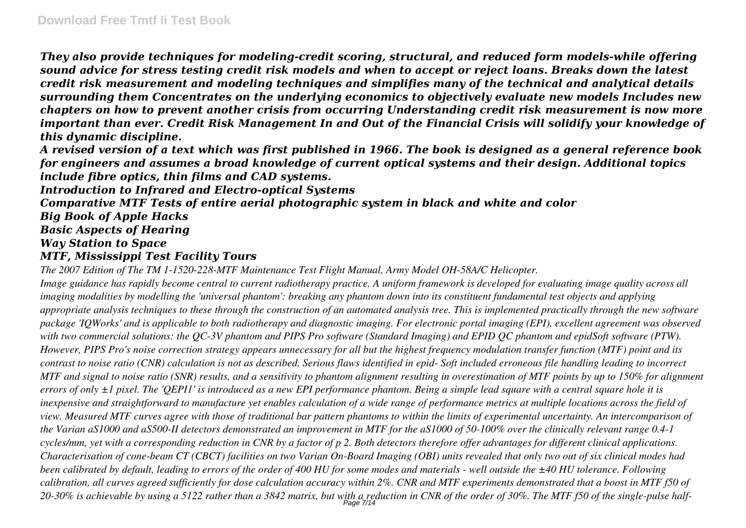*They also provide techniques for modeling-credit scoring, structural, and reduced form models-while offering sound advice for stress testing credit risk models and when to accept or reject loans. Breaks down the latest credit risk measurement and modeling techniques and simplifies many of the technical and analytical details surrounding them Concentrates on the underlying economics to objectively evaluate new models Includes new chapters on how to prevent another crisis from occurring Understanding credit risk measurement is now more important than ever. Credit Risk Management In and Out of the Financial Crisis will solidify your knowledge of this dynamic discipline.*

*A revised version of a text which was first published in 1966. The book is designed as a general reference book for engineers and assumes a broad knowledge of current optical systems and their design. Additional topics include fibre optics, thin films and CAD systems.*

*Introduction to Infrared and Electro-optical Systems*

*Comparative MTF Tests of entire aerial photographic system in black and white and color*

*Big Book of Apple Hacks*

*Basic Aspects of Hearing*

*Way Station to Space*

*MTF, Mississippi Test Facility Tours*

*The 2007 Edition of The TM 1-1520-228-MTF Maintenance Test Flight Manual, Army Model OH-58A/C Helicopter.*

*Image guidance has rapidly become central to current radiotherapy practice. A uniform framework is developed for evaluating image quality across all imaging modalities by modelling the 'universal phantom': breaking any phantom down into its constituent fundamental test objects and applying appropriate analysis techniques to these through the construction of an automated analysis tree. This is implemented practically through the new software package 'IQWorks' and is applicable to both radiotherapy and diagnostic imaging. For electronic portal imaging (EPI), excellent agreement was observed with two commercial solutions: the QC-3V phantom and PIPS Pro software (Standard Imaging) and EPID QC phantom and epidSoft software (PTW). However, PIPS Pro's noise correction strategy appears unnecessary for all but the highest frequency modulation transfer function (MTF) point and its contrast to noise ratio (CNR) calculation is not as described. Serious flaws identified in epid- Soft included erroneous file handling leading to incorrect MTF and signal to noise ratio (SNR) results, and a sensitivity to phantom alignment resulting in overestimation of MTF points by up to 150% for alignment errors of only ±1 pixel. The 'QEPI1' is introduced as a new EPI performance phantom. Being a simple lead square with a central square hole it is inexpensive and straightforward to manufacture yet enables calculation of a wide range of performance metrics at multiple locations across the field of view. Measured MTF curves agree with those of traditional bar pattern phantoms to within the limits of experimental uncertainty. An intercomparison of the Varian aS1000 and aS500-II detectors demonstrated an improvement in MTF for the aS1000 of 50-100% over the clinically relevant range 0.4-1 cycles/mm, yet with a corresponding reduction in CNR by a factor of p 2. Both detectors therefore offer advantages for different clinical applications. Characterisation of cone-beam CT (CBCT) facilities on two Varian On-Board Imaging (OBI) units revealed that only two out of six clinical modes had been calibrated by default, leading to errors of the order of 400 HU for some modes and materials - well outside the ±40 HU tolerance. Following calibration, all curves agreed sufficiently for dose calculation accuracy within 2%. CNR and MTF experiments demonstrated that a boost in MTF f50 of 20-30% is achievable by using a 5122 rather than a 3842 matrix, but with a reduction in CNR of the order of 30%. The MTF f50 of the single-pulse half-*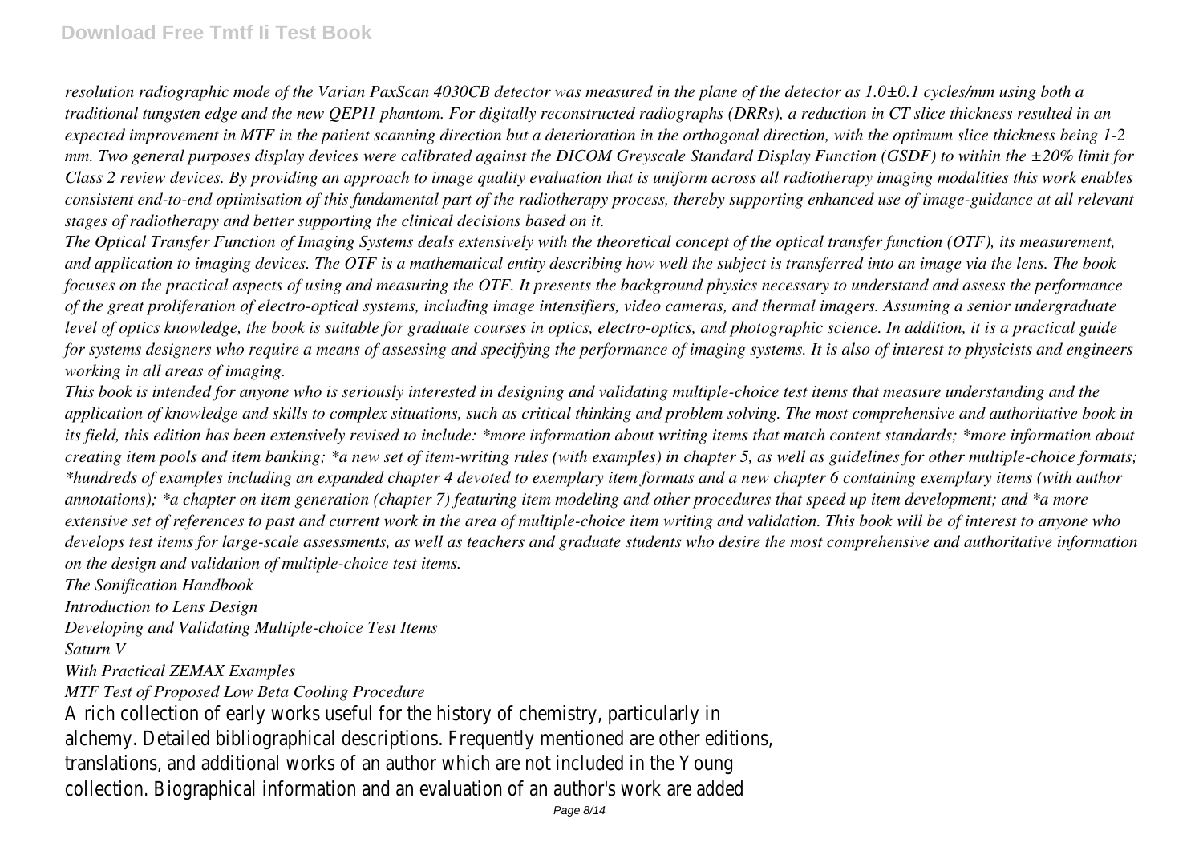*resolution radiographic mode of the Varian PaxScan 4030CB detector was measured in the plane of the detector as 1.0±0.1 cycles/mm using both a traditional tungsten edge and the new QEPI1 phantom. For digitally reconstructed radiographs (DRRs), a reduction in CT slice thickness resulted in an expected improvement in MTF in the patient scanning direction but a deterioration in the orthogonal direction, with the optimum slice thickness being 1-2 mm. Two general purposes display devices were calibrated against the DICOM Greyscale Standard Display Function (GSDF) to within the ±20% limit for Class 2 review devices. By providing an approach to image quality evaluation that is uniform across all radiotherapy imaging modalities this work enables consistent end-to-end optimisation of this fundamental part of the radiotherapy process, thereby supporting enhanced use of image-guidance at all relevant stages of radiotherapy and better supporting the clinical decisions based on it.*

*The Optical Transfer Function of Imaging Systems deals extensively with the theoretical concept of the optical transfer function (OTF), its measurement, and application to imaging devices. The OTF is a mathematical entity describing how well the subject is transferred into an image via the lens. The book focuses on the practical aspects of using and measuring the OTF. It presents the background physics necessary to understand and assess the performance of the great proliferation of electro-optical systems, including image intensifiers, video cameras, and thermal imagers. Assuming a senior undergraduate level of optics knowledge, the book is suitable for graduate courses in optics, electro-optics, and photographic science. In addition, it is a practical guide for systems designers who require a means of assessing and specifying the performance of imaging systems. It is also of interest to physicists and engineers working in all areas of imaging.*

*This book is intended for anyone who is seriously interested in designing and validating multiple-choice test items that measure understanding and the application of knowledge and skills to complex situations, such as critical thinking and problem solving. The most comprehensive and authoritative book in its field, this edition has been extensively revised to include: *more information about writing items that match content standards; *more information about creating item pools and item banking; *a new set of item-writing rules (with examples) in chapter 5, as well as guidelines for other multiple-choice formats; *hundreds of examples including an expanded chapter 4 devoted to exemplary item formats and a new chapter 6 containing exemplary items (with author annotations); *a chapter on item generation (chapter 7) featuring item modeling and other procedures that speed up item development; and *a more extensive set of references to past and current work in the area of multiple-choice item writing and validation. This book will be of interest to anyone who develops test items for large-scale assessments, as well as teachers and graduate students who desire the most comprehensive and authoritative information on the design and validation of multiple-choice test items.*

*The Sonification Handbook*

*Introduction to Lens Design*

*Developing and Validating Multiple-choice Test Items*

*Saturn V*

*With Practical ZEMAX Examples*

*MTF Test of Proposed Low Beta Cooling Procedure*

A rich collection of early works useful for the history of chemistry, particularly in alchemy. Detailed bibliographical descriptions. Frequently mentioned are other editions, translations, and additional works of an author which are not included in the Young collection. Biographical information and an evaluation of an author's work are added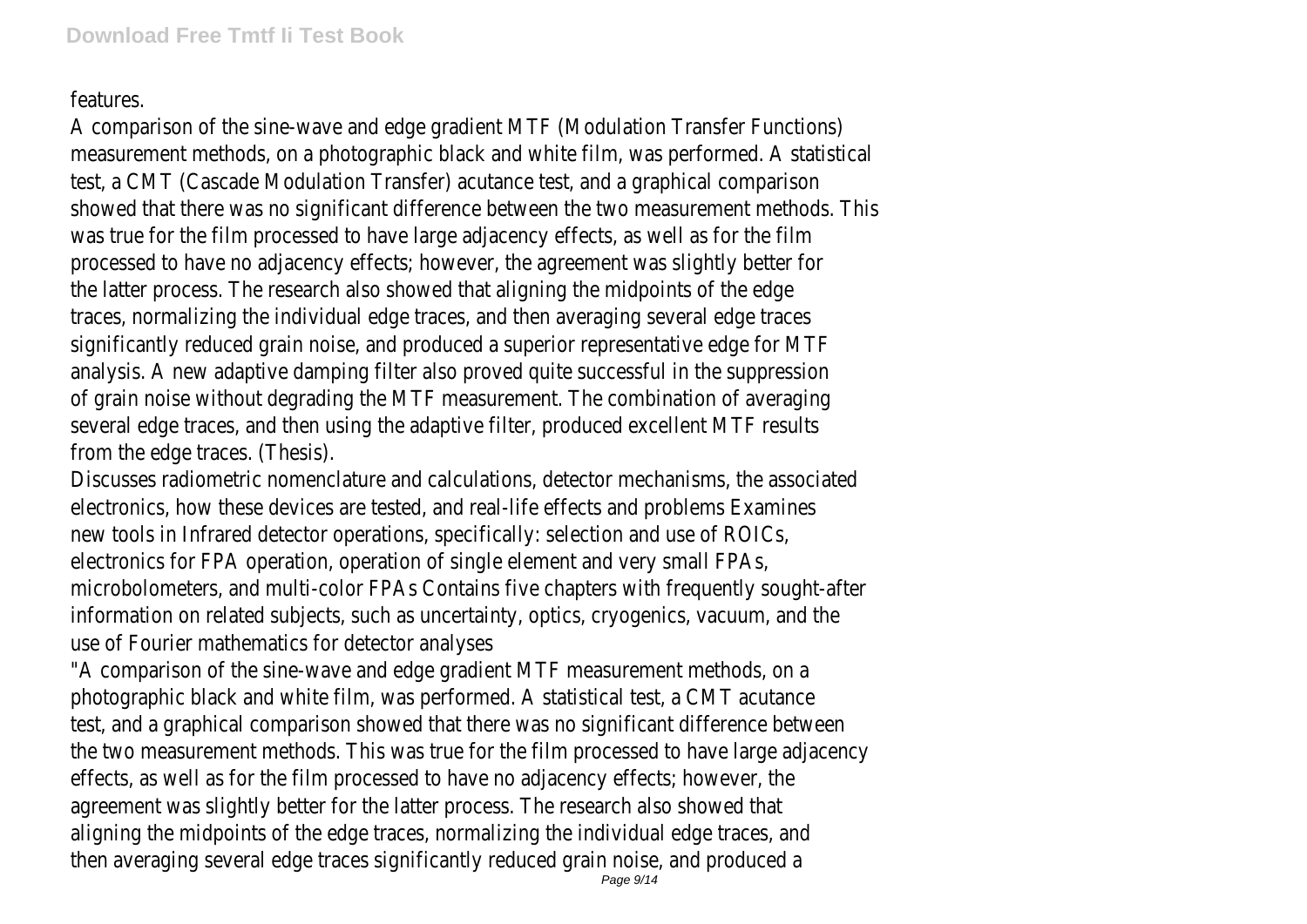features.

A comparison of the sine-wave and edge gradient MTF (Modulation Transfer Functions) measurement methods, on a photographic black and white film, was performed. A statistical test, a CMT (Cascade Modulation Transfer) acutance test, and a graphical comparison showed that there was no significant difference between the two measurement methods. This was true for the film processed to have large adjacency effects, as well as for the film processed to have no adjacency effects; however, the agreement was slightly better for the latter process. The research also showed that aligning the midpoints of the edge traces, normalizing the individual edge traces, and then averaging several edge traces significantly reduced grain noise, and produced a superior representative edge for MTF analysis. A new adaptive damping filter also proved quite successful in the suppression of grain noise without degrading the MTF measurement. The combination of averaging several edge traces, and then using the adaptive filter, produced excellent MTF results from the edge traces. (Thesis).

Discusses radiometric nomenclature and calculations, detector mechanisms, the associated electronics, how these devices are tested, and real-life effects and problems Examines new tools in Infrared detector operations, specifically: selection and use of ROICs, electronics for FPA operation, operation of single element and very small FPAs, microbolometers, and multi-color FPAs Contains five chapters with frequently sought-after information on related subjects, such as uncertainty, optics, cryogenics, vacuum, and the use of Fourier mathematics for detector analyses

"A comparison of the sine-wave and edge gradient MTF measurement methods, on a photographic black and white film, was performed. A statistical test, a CMT acutance test, and a graphical comparison showed that there was no significant difference between the two measurement methods. This was true for the film processed to have large adjacency effects, as well as for the film processed to have no adjacency effects; however, the agreement was slightly better for the latter process. The research also showed that aligning the midpoints of the edge traces, normalizing the individual edge traces, and then averaging several edge traces significantly reduced grain noise, and produced a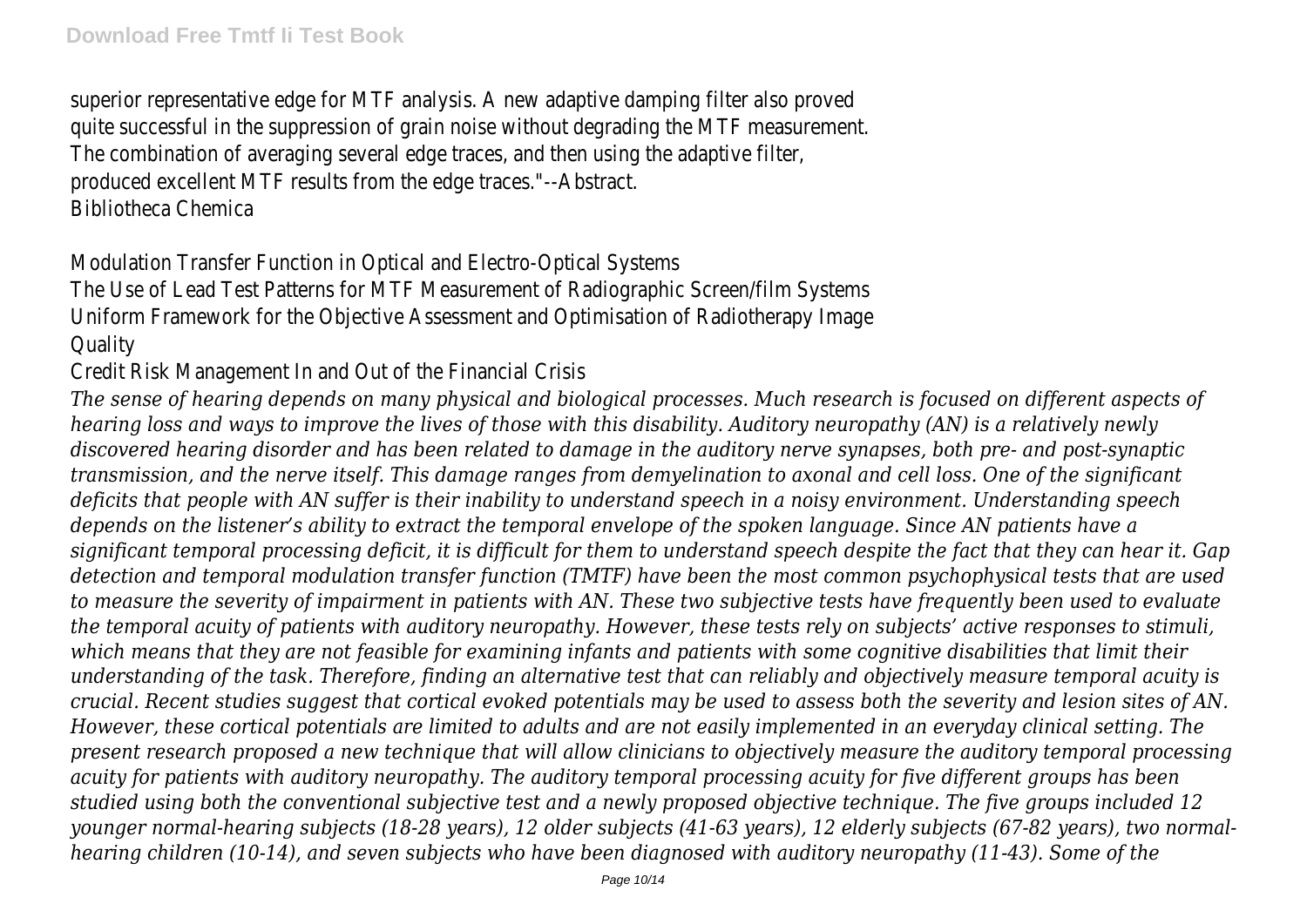superior representative edge for MTF analysis. A new adaptive damping filter also proved quite successful in the suppression of grain noise without degrading the MTF measurement. The combination of averaging several edge traces, and then using the adaptive filter, produced excellent MTF results from the edge traces."--Abstract.

Bibliotheca Chemica

Modulation Transfer Function in Optical and Electro-Optical Systems

The Use of Lead Test Patterns for MTF Measurement of Radiographic Screen/film Systems

Uniform Framework for the Objective Assessment and Optimisation of Radiotherapy Image Quality

Credit Risk Management In and Out of the Financial Crisis

*The sense of hearing depends on many physical and biological processes. Much research is focused on different aspects of hearing loss and ways to improve the lives of those with this disability. Auditory neuropathy (AN) is a relatively newly discovered hearing disorder and has been related to damage in the auditory nerve synapses, both pre- and post-synaptic transmission, and the nerve itself. This damage ranges from demyelination to axonal and cell loss. One of the significant deficits that people with AN suffer is their inability to understand speech in a noisy environment. Understanding speech depends on the listener's ability to extract the temporal envelope of the spoken language. Since AN patients have a significant temporal processing deficit, it is difficult for them to understand speech despite the fact that they can hear it. Gap detection and temporal modulation transfer function (TMTF) have been the most common psychophysical tests that are used to measure the severity of impairment in patients with AN. These two subjective tests have frequently been used to evaluate the temporal acuity of patients with auditory neuropathy. However, these tests rely on subjects' active responses to stimuli, which means that they are not feasible for examining infants and patients with some cognitive disabilities that limit their understanding of the task. Therefore, finding an alternative test that can reliably and objectively measure temporal acuity is crucial. Recent studies suggest that cortical evoked potentials may be used to assess both the severity and lesion sites of AN. However, these cortical potentials are limited to adults and are not easily implemented in an everyday clinical setting. The present research proposed a new technique that will allow clinicians to objectively measure the auditory temporal processing acuity for patients with auditory neuropathy. The auditory temporal processing acuity for five different groups has been studied using both the conventional subjective test and a newly proposed objective technique. The five groups included 12 younger normal-hearing subjects (18-28 years), 12 older subjects (41-63 years), 12 elderly subjects (67-82 years), two normal-hearing children (10-14), and seven subjects who have been diagnosed with auditory neuropathy (11-43). Some of the*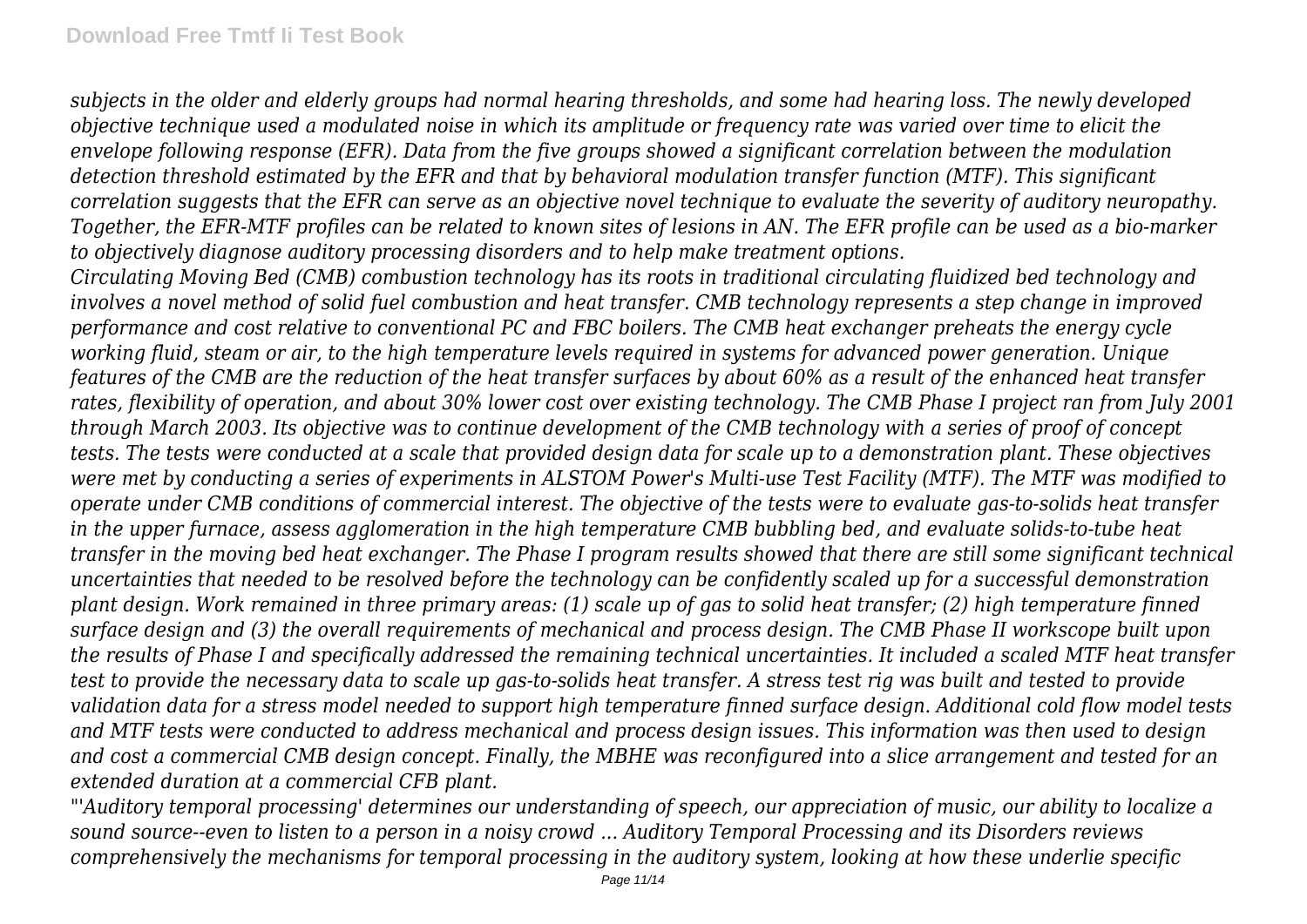*subjects in the older and elderly groups had normal hearing thresholds, and some had hearing loss. The newly developed objective technique used a modulated noise in which its amplitude or frequency rate was varied over time to elicit the envelope following response (EFR). Data from the five groups showed a significant correlation between the modulation detection threshold estimated by the EFR and that by behavioral modulation transfer function (MTF). This significant correlation suggests that the EFR can serve as an objective novel technique to evaluate the severity of auditory neuropathy. Together, the EFR-MTF profiles can be related to known sites of lesions in AN. The EFR profile can be used as a bio-marker to objectively diagnose auditory processing disorders and to help make treatment options.*

*Circulating Moving Bed (CMB) combustion technology has its roots in traditional circulating fluidized bed technology and involves a novel method of solid fuel combustion and heat transfer. CMB technology represents a step change in improved performance and cost relative to conventional PC and FBC boilers. The CMB heat exchanger preheats the energy cycle working fluid, steam or air, to the high temperature levels required in systems for advanced power generation. Unique features of the CMB are the reduction of the heat transfer surfaces by about 60% as a result of the enhanced heat transfer rates, flexibility of operation, and about 30% lower cost over existing technology. The CMB Phase I project ran from July 2001 through March 2003. Its objective was to continue development of the CMB technology with a series of proof of concept tests. The tests were conducted at a scale that provided design data for scale up to a demonstration plant. These objectives were met by conducting a series of experiments in ALSTOM Power's Multi-use Test Facility (MTF). The MTF was modified to operate under CMB conditions of commercial interest. The objective of the tests were to evaluate gas-to-solids heat transfer in the upper furnace, assess agglomeration in the high temperature CMB bubbling bed, and evaluate solids-to-tube heat transfer in the moving bed heat exchanger. The Phase I program results showed that there are still some significant technical uncertainties that needed to be resolved before the technology can be confidently scaled up for a successful demonstration plant design. Work remained in three primary areas: (1) scale up of gas to solid heat transfer; (2) high temperature finned surface design and (3) the overall requirements of mechanical and process design. The CMB Phase II workscope built upon the results of Phase I and specifically addressed the remaining technical uncertainties. It included a scaled MTF heat transfer test to provide the necessary data to scale up gas-to-solids heat transfer. A stress test rig was built and tested to provide validation data for a stress model needed to support high temperature finned surface design. Additional cold flow model tests and MTF tests were conducted to address mechanical and process design issues. This information was then used to design and cost a commercial CMB design concept. Finally, the MBHE was reconfigured into a slice arrangement and tested for an extended duration at a commercial CFB plant.*

*"'Auditory temporal processing' determines our understanding of speech, our appreciation of music, our ability to localize a sound source--even to listen to a person in a noisy crowd ... Auditory Temporal Processing and its Disorders reviews comprehensively the mechanisms for temporal processing in the auditory system, looking at how these underlie specific*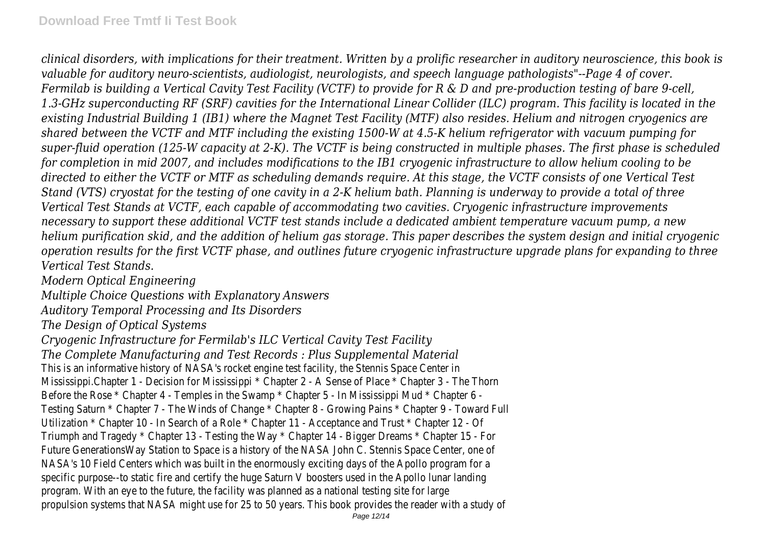*clinical disorders, with implications for their treatment. Written by a prolific researcher in auditory neuroscience, this book is valuable for auditory neuro-scientists, audiologist, neurologists, and speech language pathologists"--Page 4 of cover.*
*Fermilab is building a Vertical Cavity Test Facility (VCTF) to provide for R & D and pre-production testing of bare 9-cell, 1.3-GHz superconducting RF (SRF) cavities for the International Linear Collider (ILC) program. This facility is located in the existing Industrial Building 1 (IB1) where the Magnet Test Facility (MTF) also resides. Helium and nitrogen cryogenics are shared between the VCTF and MTF including the existing 1500-W at 4.5-K helium refrigerator with vacuum pumping for super-fluid operation (125-W capacity at 2-K). The VCTF is being constructed in multiple phases. The first phase is scheduled for completion in mid 2007, and includes modifications to the IB1 cryogenic infrastructure to allow helium cooling to be directed to either the VCTF or MTF as scheduling demands require. At this stage, the VCTF consists of one Vertical Test Stand (VTS) cryostat for the testing of one cavity in a 2-K helium bath. Planning is underway to provide a total of three Vertical Test Stands at VCTF, each capable of accommodating two cavities. Cryogenic infrastructure improvements necessary to support these additional VCTF test stands include a dedicated ambient temperature vacuum pump, a new helium purification skid, and the addition of helium gas storage. This paper describes the system design and initial cryogenic operation results for the first VCTF phase, and outlines future cryogenic infrastructure upgrade plans for expanding to three Vertical Test Stands.*

*Modern Optical Engineering*

*Multiple Choice Questions with Explanatory Answers*

*Auditory Temporal Processing and Its Disorders*

*The Design of Optical Systems*

*Cryogenic Infrastructure for Fermilab's ILC Vertical Cavity Test Facility*

*The Complete Manufacturing and Test Records : Plus Supplemental Material*

This is an informative history of NASA's rocket engine test facility, the Stennis Space Center in Mississippi.Chapter 1 - Decision for Mississippi * Chapter 2 - A Sense of Place * Chapter 3 - The Thorn Before the Rose * Chapter 4 - Temples in the Swamp * Chapter 5 - In Mississippi Mud * Chapter 6 - Testing Saturn * Chapter 7 - The Winds of Change * Chapter 8 - Growing Pains * Chapter 9 - Toward Full Utilization * Chapter 10 - In Search of a Role * Chapter 11 - Acceptance and Trust * Chapter 12 - Of Triumph and Tragedy * Chapter 13 - Testing the Way * Chapter 14 - Bigger Dreams * Chapter 15 - For Future GenerationsWay Station to Space is a history of the NASA John C. Stennis Space Center, one of NASA's 10 Field Centers which was built in the enormously exciting days of the Apollo program for a specific purpose--to static fire and certify the huge Saturn V boosters used in the Apollo lunar landing program. With an eye to the future, the facility was planned as a national testing site for large propulsion systems that NASA might use for 25 to 50 years. This book provides the reader with a study of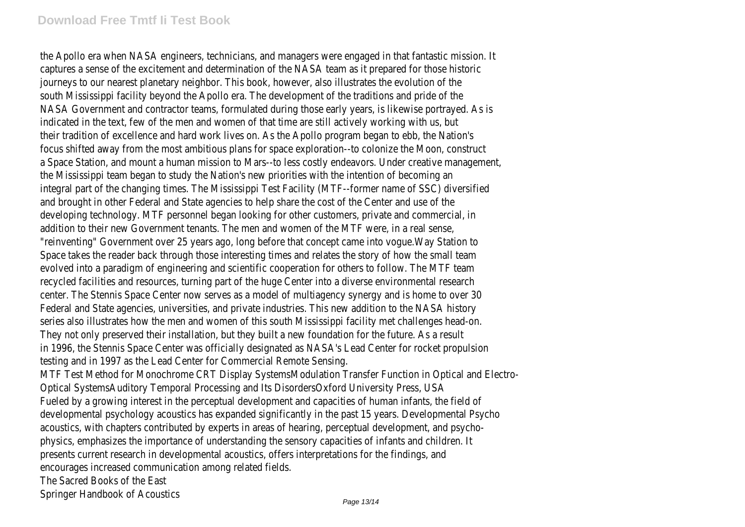the Apollo era when NASA engineers, technicians, and managers were engaged in that fantastic mission. It captures a sense of the excitement and determination of the NASA team as it prepared for those historic journeys to our nearest planetary neighbor. This book, however, also illustrates the evolution of the south Mississippi facility beyond the Apollo era. The development of the traditions and pride of the NASA Government and contractor teams, formulated during those early years, is likewise portrayed. As is indicated in the text, few of the men and women of that time are still actively working with us, but their tradition of excellence and hard work lives on. As the Apollo program began to ebb, the Nation's focus shifted away from the most ambitious plans for space exploration--to colonize the Moon, construct a Space Station, and mount a human mission to Mars--to less costly endeavors. Under creative management, the Mississippi team began to study the Nation's new priorities with the intention of becoming an integral part of the changing times. The Mississippi Test Facility (MTF--former name of SSC) diversified and brought in other Federal and State agencies to help share the cost of the Center and use of the developing technology. MTF personnel began looking for other customers, private and commercial, in addition to their new Government tenants. The men and women of the MTF were, in a real sense, "reinventing" Government over 25 years ago, long before that concept came into vogue.Way Station to Space takes the reader back through those interesting times and relates the story of how the small team evolved into a paradigm of engineering and scientific cooperation for others to follow. The MTF team recycled facilities and resources, turning part of the huge Center into a diverse environmental research center. The Stennis Space Center now serves as a model of multiagency synergy and is home to over 30 Federal and State agencies, universities, and private industries. This new addition to the NASA history series also illustrates how the men and women of this south Mississippi facility met challenges head-on. They not only preserved their installation, but they built a new foundation for the future. As a result in 1996, the Stennis Space Center was officially designated as NASA's Lead Center for rocket propulsion testing and in 1997 as the Lead Center for Commercial Remote Sensing.

MTF Test Method for Monochrome CRT Display SystemsModulation Transfer Function in Optical and Electro-Optical SystemsAuditory Temporal Processing and Its DisordersOxford University Press, USA

Fueled by a growing interest in the perceptual development and capacities of human infants, the field of developmental psychology acoustics has expanded significantly in the past 15 years. Developmental Psycho acoustics, with chapters contributed by experts in areas of hearing, perceptual development, and psycho-physics, emphasizes the importance of understanding the sensory capacities of infants and children. It presents current research in developmental acoustics, offers interpretations for the findings, and encourages increased communication among related fields.

The Sacred Books of the East

Springer Handbook of Acoustics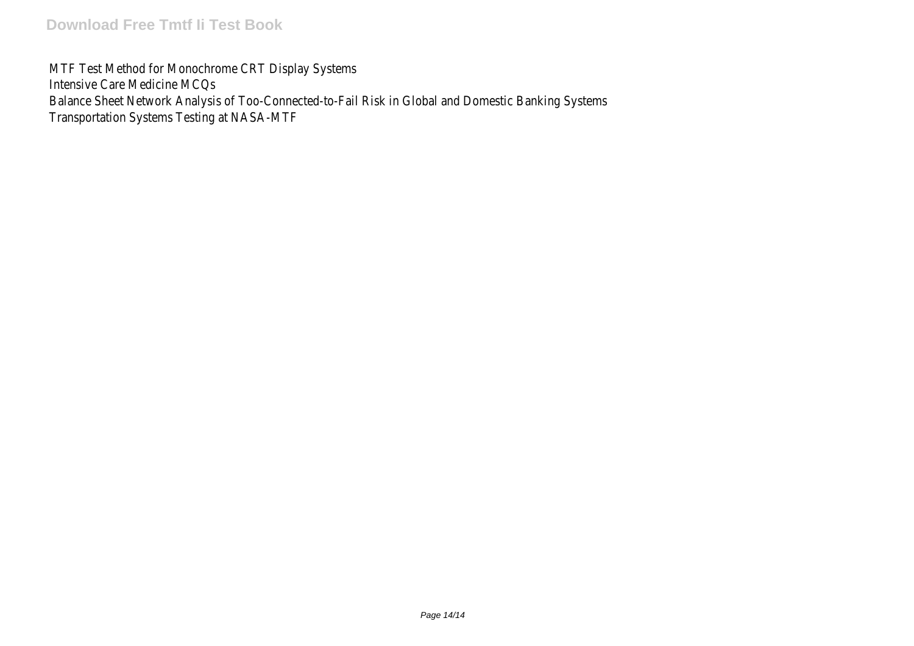MTF Test Method for Monochrome CRT Display Systems
Intensive Care Medicine MCQs
Balance Sheet Network Analysis of Too-Connected-to-Fail Risk in Global and Domestic Banking Systems
Transportation Systems Testing at NASA-MTF